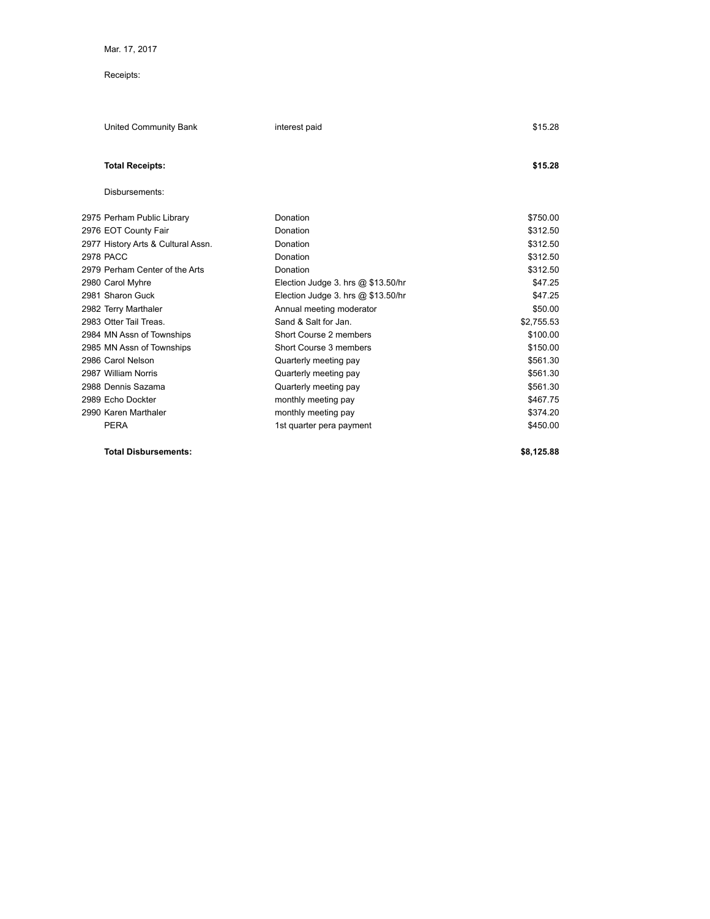Mar. 17, 2017

Receipts:

| | | |
|---|---|---|
| United Community Bank | interest paid | $15.28 |
| **Total Receipts:** | | **$15.28** |

Disbursements:

| | | |
|---|---|---|
| 2975 Perham Public Library | Donation | $750.00 |
| 2976 EOT County Fair | Donation | $312.50 |
| 2977 History Arts & Cultural Assn. | Donation | $312.50 |
| 2978 PACC | Donation | $312.50 |
| 2979 Perham Center of the Arts | Donation | $312.50 |
| 2980 Carol Myhre | Election Judge 3. hrs @ $13.50/hr | $47.25 |
| 2981 Sharon Guck | Election Judge 3. hrs @ $13.50/hr | $47.25 |
| 2982 Terry Marthaler | Annual meeting moderator | $50.00 |
| 2983 Otter Tail Treas. | Sand & Salt for Jan. | $2,755.53 |
| 2984 MN Assn of Townships | Short Course 2 members | $100.00 |
| 2985 MN Assn of Townships | Short Course 3 members | $150.00 |
| 2986 Carol Nelson | Quarterly meeting pay | $561.30 |
| 2987 William Norris | Quarterly meeting pay | $561.30 |
| 2988 Dennis Sazama | Quarterly meeting pay | $561.30 |
| 2989 Echo Dockter | monthly meeting pay | $467.75 |
| 2990 Karen Marthaler | monthly meeting pay | $374.20 |
| PERA | 1st quarter pera payment | $450.00 |
| **Total Disbursements:** | | **$8,125.88** |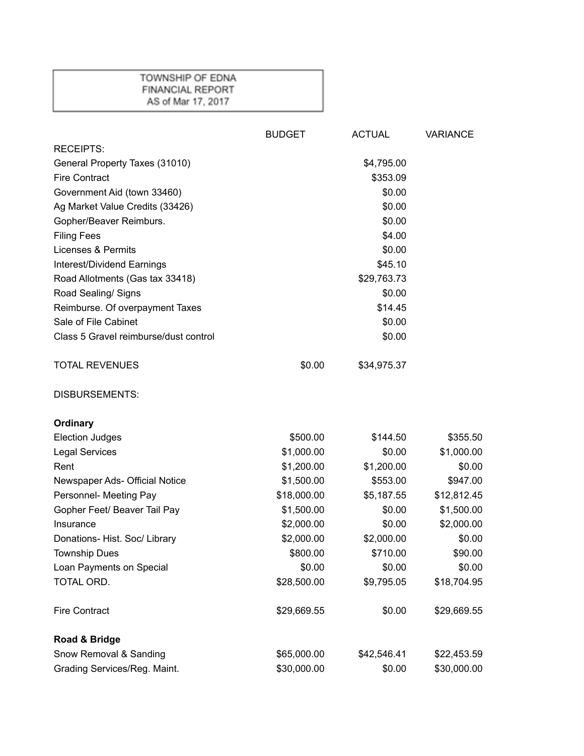| TOWNSHIP OF EDNA<br>FINANCIAL REPORT<br>AS of Mar 17, 2017 |
|---|

| | BUDGET | ACTUAL | VARIANCE |
|---|---|---|---|
| RECEIPTS: | | | |
| General Property Taxes (31010) | | $4,795.00 | |
| Fire Contract | | $353.09 | |
| Government Aid (town 33460) | | $0.00 | |
| Ag Market Value Credits (33426) | | $0.00 | |
| Gopher/Beaver Reimburs. | | $0.00 | |
| Filing Fees | | $4.00 | |
| Licenses & Permits | | $0.00 | |
| Interest/Dividend Earnings | | $45.10 | |
| Road Allotments (Gas tax 33418) | | $29,763.73 | |
| Road Sealing/ Signs | | $0.00 | |
| Reimburse. Of overpayment Taxes | | $14.45 | |
| Sale of File Cabinet | | $0.00 | |
| Class 5 Gravel reimburse/dust control | | $0.00 | |
| | | | |
| TOTAL REVENUES | $0.00 | $34,975.37 | |
| | | | |
| DISBURSEMENTS: | | | |
| | | | |
| **Ordinary** | | | |
| Election Judges | $500.00 | $144.50 | $355.50 |
| Legal Services | $1,000.00 | $0.00 | $1,000.00 |
| Rent | $1,200.00 | $1,200.00 | $0.00 |
| Newspaper Ads- Official Notice | $1,500.00 | $553.00 | $947.00 |
| Personnel- Meeting Pay | $18,000.00 | $5,187.55 | $12,812.45 |
| Gopher Feet/ Beaver Tail Pay | $1,500.00 | $0.00 | $1,500.00 |
| Insurance | $2,000.00 | $0.00 | $2,000.00 |
| Donations- Hist. Soc/ Library | $2,000.00 | $2,000.00 | $0.00 |
| Township Dues | $800.00 | $710.00 | $90.00 |
| Loan Payments on Special | $0.00 | $0.00 | $0.00 |
| TOTAL ORD. | $28,500.00 | $9,795.05 | $18,704.95 |
| | | | |
| Fire Contract | $29,669.55 | $0.00 | $29,669.55 |
| | | | |
| **Road & Bridge** | | | |
| Snow Removal & Sanding | $65,000.00 | $42,546.41 | $22,453.59 |
| Grading Services/Reg. Maint. | $30,000.00 | $0.00 | $30,000.00 |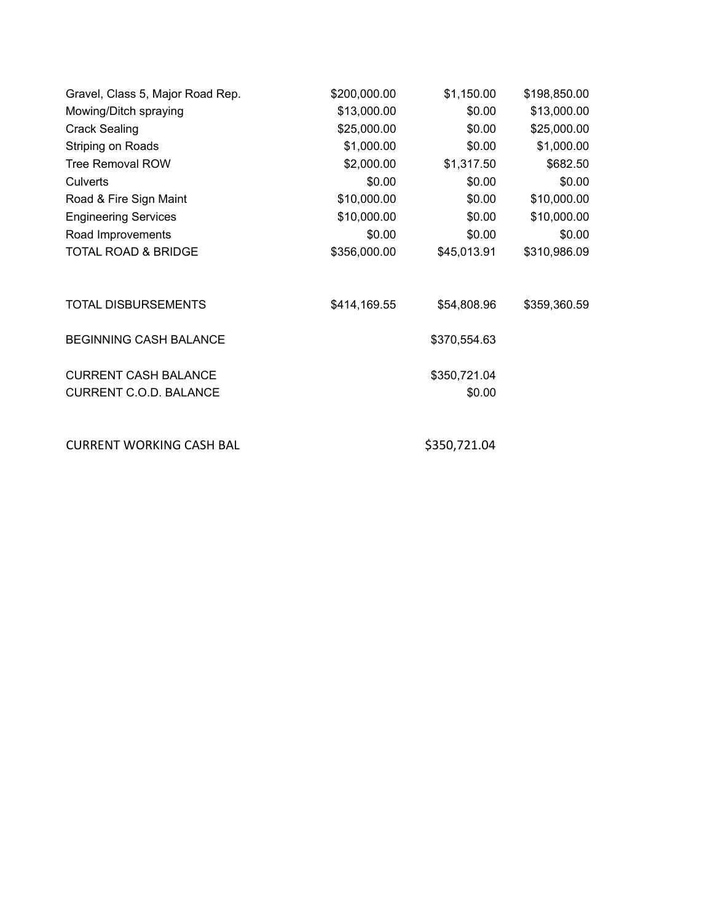| | | | |
|---|---|---|---|
| Gravel, Class 5, Major Road Rep. | $200,000.00 | $1,150.00 | $198,850.00 |
| Mowing/Ditch spraying | $13,000.00 | $0.00 | $13,000.00 |
| Crack Sealing | $25,000.00 | $0.00 | $25,000.00 |
| Striping on Roads | $1,000.00 | $0.00 | $1,000.00 |
| Tree Removal ROW | $2,000.00 | $1,317.50 | $682.50 |
| Culverts | $0.00 | $0.00 | $0.00 |
| Road & Fire Sign Maint | $10,000.00 | $0.00 | $10,000.00 |
| Engineering Services | $10,000.00 | $0.00 | $10,000.00 |
| Road Improvements | $0.00 | $0.00 | $0.00 |
| TOTAL ROAD & BRIDGE | $356,000.00 | $45,013.91 | $310,986.09 |
| | | | |
| TOTAL DISBURSEMENTS | $414,169.55 | $54,808.96 | $359,360.59 |
| | | | |
| BEGINNING CASH BALANCE | | $370,554.63 | |
| | | | |
| CURRENT CASH BALANCE | | $350,721.04 | |
| CURRENT C.O.D. BALANCE | | $0.00 | |
| | | | |
| CURRENT WORKING CASH BAL | | $350,721.04 | |